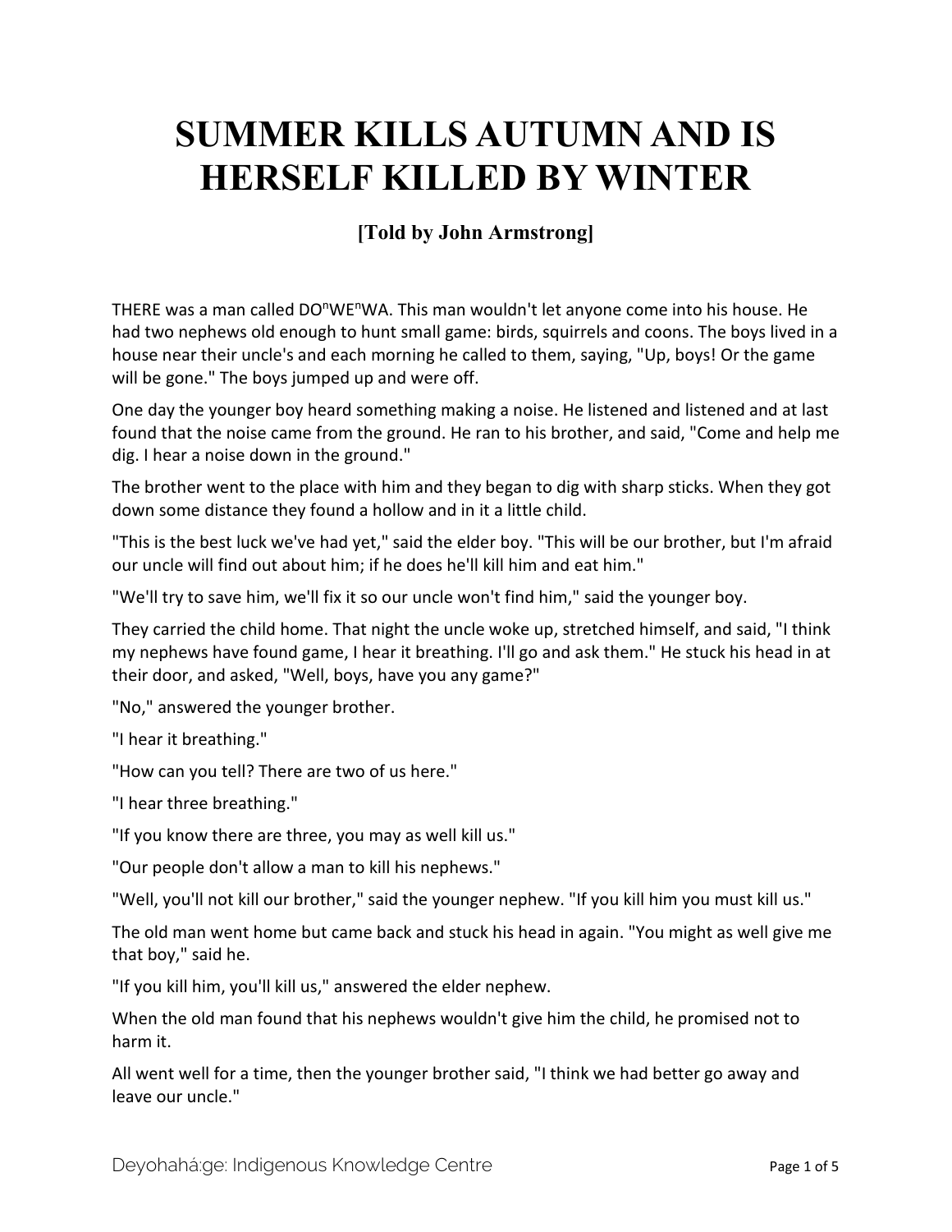# SUMMER KILLS AUTUMN AND IS HERSELF KILLED BY WINTER

**[Told by John Armstrong]**

THERE was a man called DO$^{n}$WE$^{n}$WA. This man wouldn't let anyone come into his house. He had two nephews old enough to hunt small game: birds, squirrels and coons. The boys lived in a house near their uncle's and each morning he called to them, saying, "Up, boys! Or the game will be gone." The boys jumped up and were off.

One day the younger boy heard something making a noise. He listened and listened and at last found that the noise came from the ground. He ran to his brother, and said, "Come and help me dig. I hear a noise down in the ground."

The brother went to the place with him and they began to dig with sharp sticks. When they got down some distance they found a hollow and in it a little child.

"This is the best luck we've had yet," said the elder boy. "This will be our brother, but I'm afraid our uncle will find out about him; if he does he'll kill him and eat him."

"We'll try to save him, we'll fix it so our uncle won't find him," said the younger boy.

They carried the child home. That night the uncle woke up, stretched himself, and said, "I think my nephews have found game, I hear it breathing. I'll go and ask them." He stuck his head in at their door, and asked, "Well, boys, have you any game?"

"No," answered the younger brother.

"I hear it breathing."

"How can you tell? There are two of us here."

"I hear three breathing."

"If you know there are three, you may as well kill us."

"Our people don't allow a man to kill his nephews."

"Well, you'll not kill our brother," said the younger nephew. "If you kill him you must kill us."

The old man went home but came back and stuck his head in again. "You might as well give me that boy," said he.

"If you kill him, you'll kill us," answered the elder nephew.

When the old man found that his nephews wouldn't give him the child, he promised not to harm it.

All went well for a time, then the younger brother said, "I think we had better go away and leave our uncle."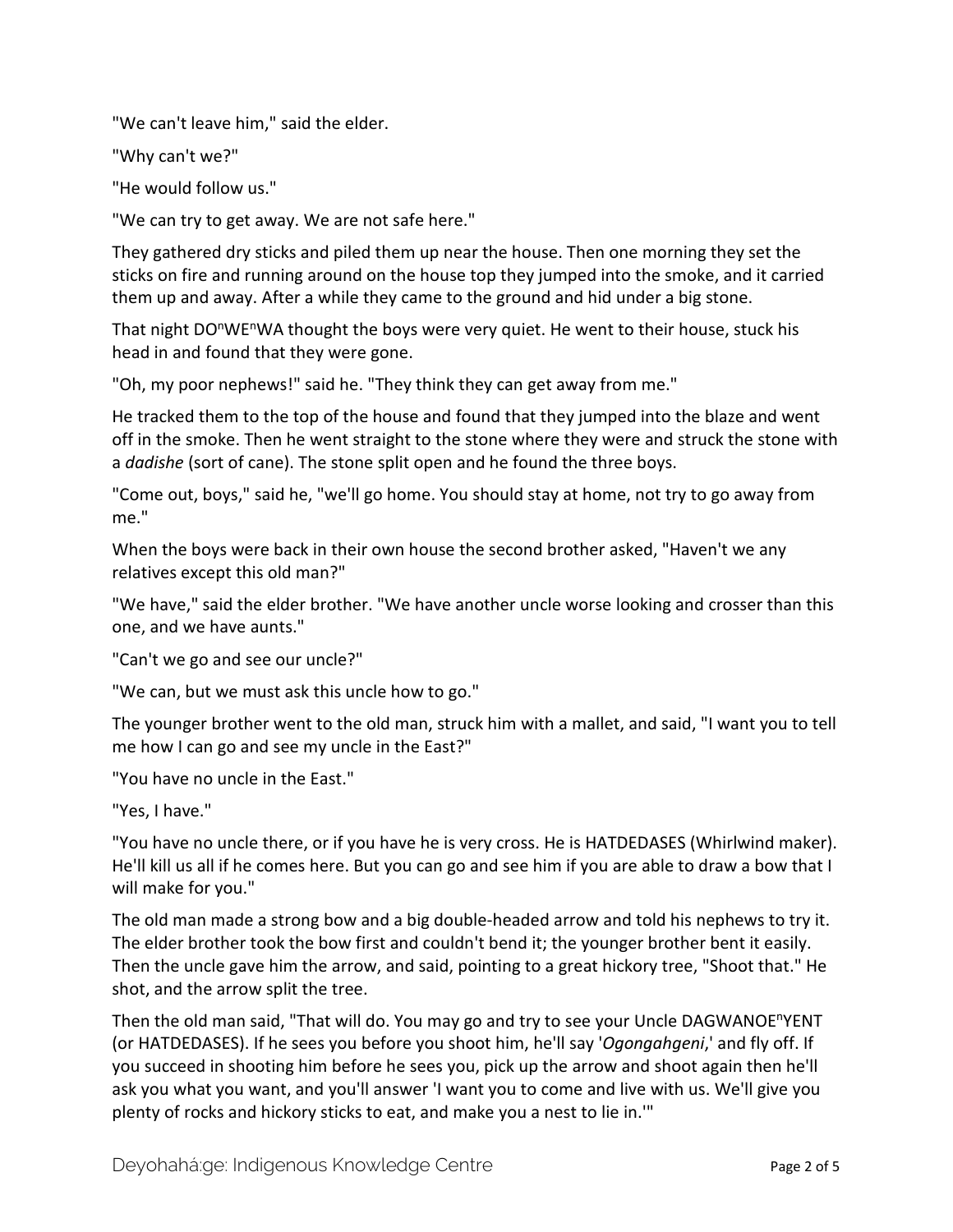"We can't leave him," said the elder.

"Why can't we?"

"He would follow us."

"We can try to get away. We are not safe here."

They gathered dry sticks and piled them up near the house. Then one morning they set the sticks on fire and running around on the house top they jumped into the smoke, and it carried them up and away. After a while they came to the ground and hid under a big stone.

That night DO$^{n}$WE$^{n}$WA thought the boys were very quiet. He went to their house, stuck his head in and found that they were gone.

"Oh, my poor nephews!" said he. "They think they can get away from me."

He tracked them to the top of the house and found that they jumped into the blaze and went off in the smoke. Then he went straight to the stone where they were and struck the stone with a *dadishe* (sort of cane). The stone split open and he found the three boys.

"Come out, boys," said he, "we'll go home. You should stay at home, not try to go away from me."

When the boys were back in their own house the second brother asked, "Haven't we any relatives except this old man?"

"We have," said the elder brother. "We have another uncle worse looking and crosser than this one, and we have aunts."

"Can't we go and see our uncle?"

"We can, but we must ask this uncle how to go."

The younger brother went to the old man, struck him with a mallet, and said, "I want you to tell me how I can go and see my uncle in the East?"

"You have no uncle in the East."

"Yes, I have."

"You have no uncle there, or if you have he is very cross. He is HATDEDASES (Whirlwind maker). He'll kill us all if he comes here. But you can go and see him if you are able to draw a bow that I will make for you."

The old man made a strong bow and a big double-headed arrow and told his nephews to try it. The elder brother took the bow first and couldn't bend it; the younger brother bent it easily. Then the uncle gave him the arrow, and said, pointing to a great hickory tree, "Shoot that." He shot, and the arrow split the tree.

Then the old man said, "That will do. You may go and try to see your Uncle DAGWANOE$^{n}$YENT (or HATDEDASES). If he sees you before you shoot him, he'll say '*Ogongahgeni*,' and fly off. If you succeed in shooting him before he sees you, pick up the arrow and shoot again then he'll ask you what you want, and you'll answer 'I want you to come and live with us. We'll give you plenty of rocks and hickory sticks to eat, and make you a nest to lie in.'"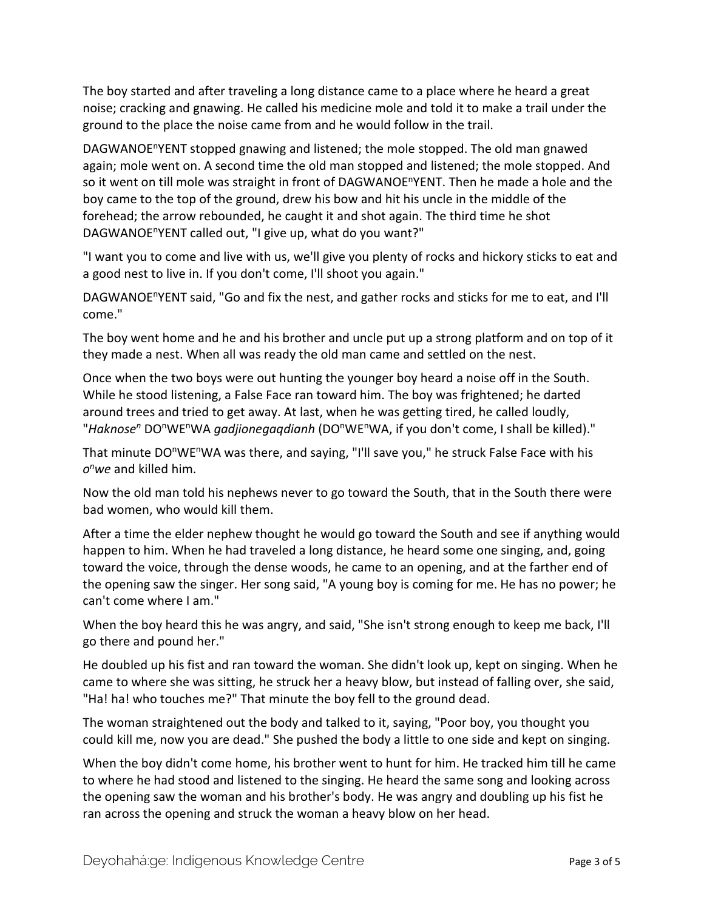The boy started and after traveling a long distance came to a place where he heard a great noise; cracking and gnawing. He called his medicine mole and told it to make a trail under the ground to the place the noise came from and he would follow in the trail.

DAGWANOE$^{n}$YENT stopped gnawing and listened; the mole stopped. The old man gnawed again; mole went on. A second time the old man stopped and listened; the mole stopped. And so it went on till mole was straight in front of DAGWANOE$^{n}$YENT. Then he made a hole and the boy came to the top of the ground, drew his bow and hit his uncle in the middle of the forehead; the arrow rebounded, he caught it and shot again. The third time he shot DAGWANOE$^{n}$YENT called out, "I give up, what do you want?"

"I want you to come and live with us, we'll give you plenty of rocks and hickory sticks to eat and a good nest to live in. If you don't come, I'll shoot you again."

DAGWANOE$^{n}$YENT said, "Go and fix the nest, and gather rocks and sticks for me to eat, and I'll come."

The boy went home and he and his brother and uncle put up a strong platform and on top of it they made a nest. When all was ready the old man came and settled on the nest.

Once when the two boys were out hunting the younger boy heard a noise off in the South. While he stood listening, a False Face ran toward him. The boy was frightened; he darted around trees and tried to get away. At last, when he was getting tired, he called loudly, "*Haknose*$^{n}$ DO$^{n}$WE$^{n}$WA *gadjionegaqdianh* (DO$^{n}$WE$^{n}$WA, if you don't come, I shall be killed)."

That minute DO$^{n}$WE$^{n}$WA was there, and saying, "I'll save you," he struck False Face with his *o*$^{n}$*we* and killed him.

Now the old man told his nephews never to go toward the South, that in the South there were bad women, who would kill them.

After a time the elder nephew thought he would go toward the South and see if anything would happen to him. When he had traveled a long distance, he heard some one singing, and, going toward the voice, through the dense woods, he came to an opening, and at the farther end of the opening saw the singer. Her song said, "A young boy is coming for me. He has no power; he can't come where I am."

When the boy heard this he was angry, and said, "She isn't strong enough to keep me back, I'll go there and pound her."

He doubled up his fist and ran toward the woman. She didn't look up, kept on singing. When he came to where she was sitting, he struck her a heavy blow, but instead of falling over, she said, "Ha! ha! who touches me?" That minute the boy fell to the ground dead.

The woman straightened out the body and talked to it, saying, "Poor boy, you thought you could kill me, now you are dead." She pushed the body a little to one side and kept on singing.

When the boy didn't come home, his brother went to hunt for him. He tracked him till he came to where he had stood and listened to the singing. He heard the same song and looking across the opening saw the woman and his brother's body. He was angry and doubling up his fist he ran across the opening and struck the woman a heavy blow on her head.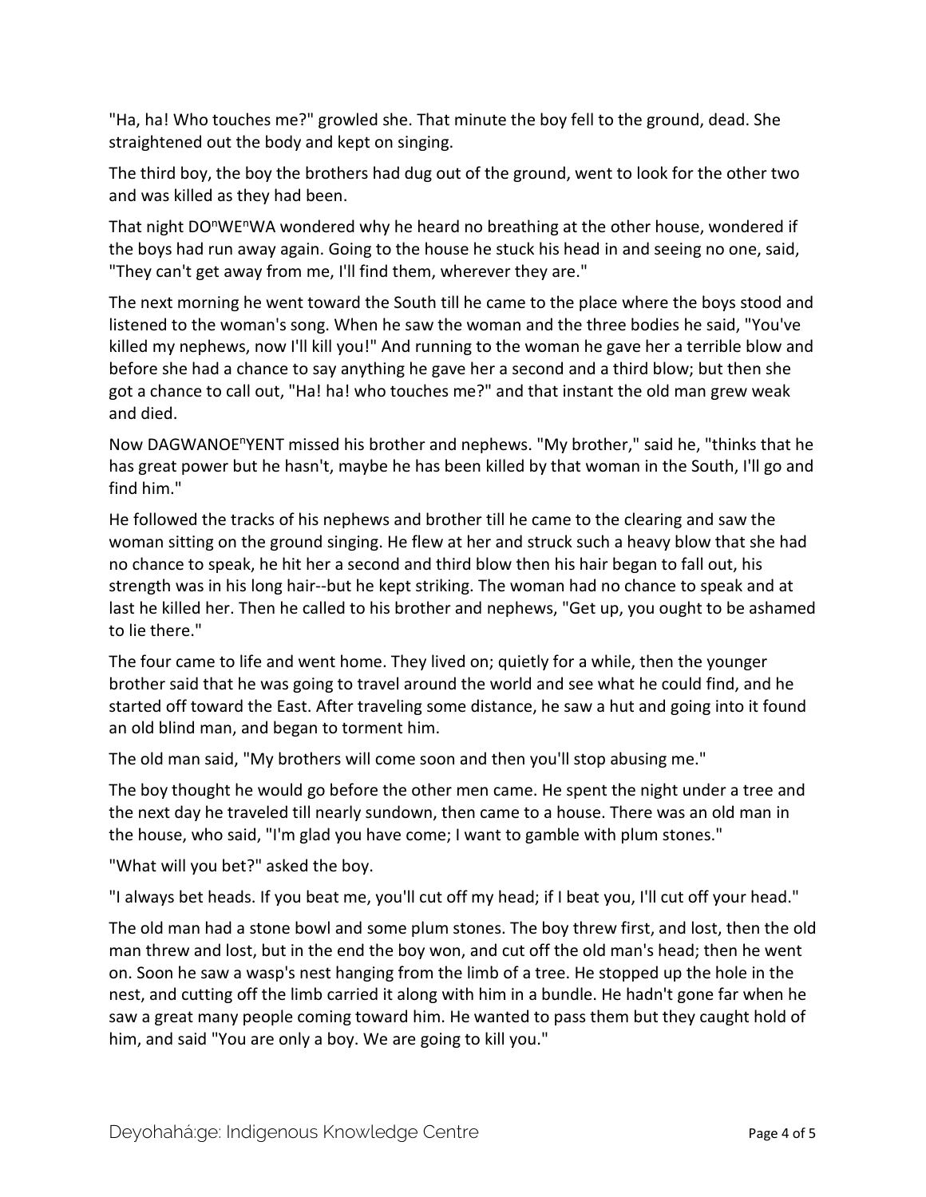"Ha, ha! Who touches me?" growled she. That minute the boy fell to the ground, dead. She straightened out the body and kept on singing.

The third boy, the boy the brothers had dug out of the ground, went to look for the other two and was killed as they had been.

That night DO$^n$WE$^n$WA wondered why he heard no breathing at the other house, wondered if the boys had run away again. Going to the house he stuck his head in and seeing no one, said, "They can't get away from me, I'll find them, wherever they are."

The next morning he went toward the South till he came to the place where the boys stood and listened to the woman's song. When he saw the woman and the three bodies he said, "You've killed my nephews, now I'll kill you!" And running to the woman he gave her a terrible blow and before she had a chance to say anything he gave her a second and a third blow; but then she got a chance to call out, "Ha! ha! who touches me?" and that instant the old man grew weak and died.

Now DAGWANOE$^n$YENT missed his brother and nephews. "My brother," said he, "thinks that he has great power but he hasn't, maybe he has been killed by that woman in the South, I'll go and find him."

He followed the tracks of his nephews and brother till he came to the clearing and saw the woman sitting on the ground singing. He flew at her and struck such a heavy blow that she had no chance to speak, he hit her a second and third blow then his hair began to fall out, his strength was in his long hair--but he kept striking. The woman had no chance to speak and at last he killed her. Then he called to his brother and nephews, "Get up, you ought to be ashamed to lie there."

The four came to life and went home. They lived on; quietly for a while, then the younger brother said that he was going to travel around the world and see what he could find, and he started off toward the East. After traveling some distance, he saw a hut and going into it found an old blind man, and began to torment him.

The old man said, "My brothers will come soon and then you'll stop abusing me."

The boy thought he would go before the other men came. He spent the night under a tree and the next day he traveled till nearly sundown, then came to a house. There was an old man in the house, who said, "I'm glad you have come; I want to gamble with plum stones."

"What will you bet?" asked the boy.

"I always bet heads. If you beat me, you'll cut off my head; if I beat you, I'll cut off your head."

The old man had a stone bowl and some plum stones. The boy threw first, and lost, then the old man threw and lost, but in the end the boy won, and cut off the old man's head; then he went on. Soon he saw a wasp's nest hanging from the limb of a tree. He stopped up the hole in the nest, and cutting off the limb carried it along with him in a bundle. He hadn't gone far when he saw a great many people coming toward him. He wanted to pass them but they caught hold of him, and said "You are only a boy. We are going to kill you."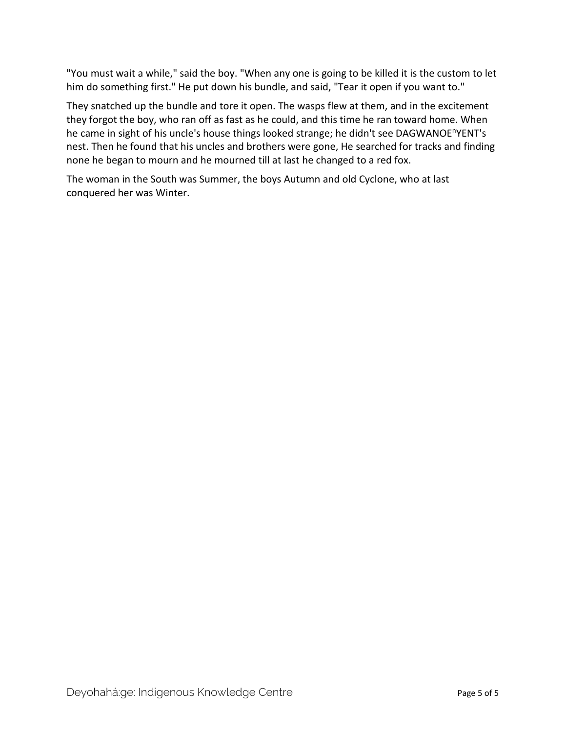"You must wait a while," said the boy. "When any one is going to be killed it is the custom to let him do something first." He put down his bundle, and said, "Tear it open if you want to."

They snatched up the bundle and tore it open. The wasps flew at them, and in the excitement they forgot the boy, who ran off as fast as he could, and this time he ran toward home. When he came in sight of his uncle's house things looked strange; he didn't see DAGWANOE$^n$YENT's nest. Then he found that his uncles and brothers were gone, He searched for tracks and finding none he began to mourn and he mourned till at last he changed to a red fox.

The woman in the South was Summer, the boys Autumn and old Cyclone, who at last conquered her was Winter.